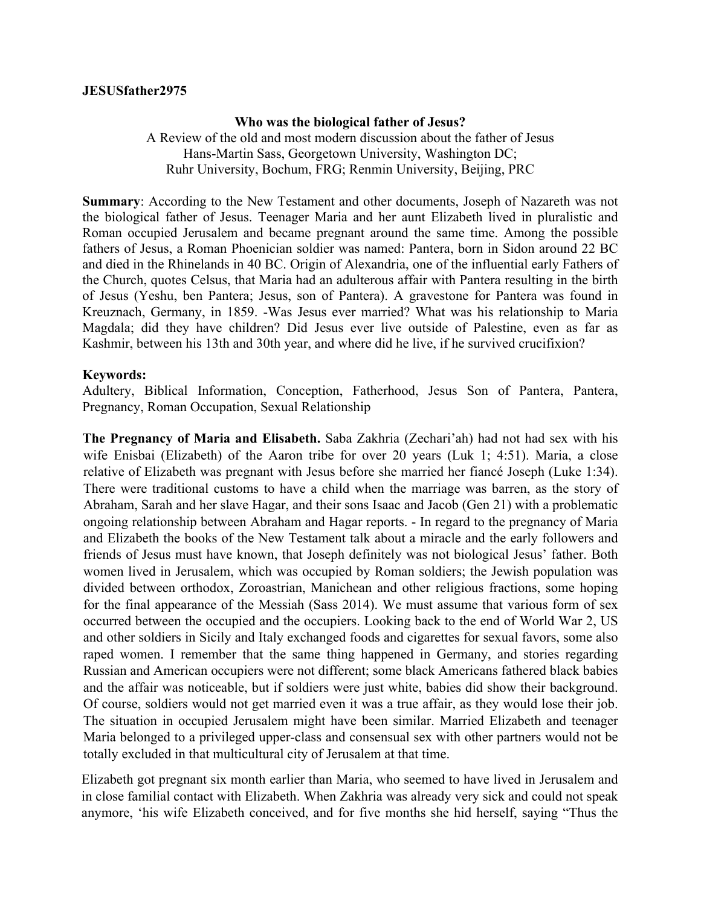**JESUSfather2975**

**Who was the biological father of Jesus?**

A Review of the old and most modern discussion about the father of Jesus
Hans-Martin Sass, Georgetown University, Washington DC;
Ruhr University, Bochum, FRG; Renmin University, Beijing, PRC

**Summary**: According to the New Testament and other documents, Joseph of Nazareth was not the biological father of Jesus. Teenager Maria and her aunt Elizabeth lived in pluralistic and Roman occupied Jerusalem and became pregnant around the same time. Among the possible fathers of Jesus, a Roman Phoenician soldier was named: Pantera, born in Sidon around 22 BC and died in the Rhinelands in 40 BC. Origin of Alexandria, one of the influential early Fathers of the Church, quotes Celsus, that Maria had an adulterous affair with Pantera resulting in the birth of Jesus (Yeshu, ben Pantera; Jesus, son of Pantera). A gravestone for Pantera was found in Kreuznach, Germany, in 1859. -Was Jesus ever married? What was his relationship to Maria Magdala; did they have children? Did Jesus ever live outside of Palestine, even as far as Kashmir, between his 13th and 30th year, and where did he live, if he survived crucifixion?

**Keywords:**
Adultery, Biblical Information, Conception, Fatherhood, Jesus Son of Pantera, Pantera, Pregnancy, Roman Occupation, Sexual Relationship

**The Pregnancy of Maria and Elisabeth.** Saba Zakhria (Zechari'ah) had not had sex with his wife Enisbai (Elizabeth) of the Aaron tribe for over 20 years (Luk 1; 4:51). Maria, a close relative of Elizabeth was pregnant with Jesus before she married her fiancé Joseph (Luke 1:34). There were traditional customs to have a child when the marriage was barren, as the story of Abraham, Sarah and her slave Hagar, and their sons Isaac and Jacob (Gen 21) with a problematic ongoing relationship between Abraham and Hagar reports. - In regard to the pregnancy of Maria and Elizabeth the books of the New Testament talk about a miracle and the early followers and friends of Jesus must have known, that Joseph definitely was not biological Jesus' father. Both women lived in Jerusalem, which was occupied by Roman soldiers; the Jewish population was divided between orthodox, Zoroastrian, Manichean and other religious fractions, some hoping for the final appearance of the Messiah (Sass 2014). We must assume that various form of sex occurred between the occupied and the occupiers. Looking back to the end of World War 2, US and other soldiers in Sicily and Italy exchanged foods and cigarettes for sexual favors, some also raped women. I remember that the same thing happened in Germany, and stories regarding Russian and American occupiers were not different; some black Americans fathered black babies and the affair was noticeable, but if soldiers were just white, babies did show their background. Of course, soldiers would not get married even it was a true affair, as they would lose their job. The situation in occupied Jerusalem might have been similar. Married Elizabeth and teenager Maria belonged to a privileged upper-class and consensual sex with other partners would not be totally excluded in that multicultural city of Jerusalem at that time.

Elizabeth got pregnant six month earlier than Maria, who seemed to have lived in Jerusalem and in close familial contact with Elizabeth. When Zakhria was already very sick and could not speak anymore, 'his wife Elizabeth conceived, and for five months she hid herself, saying "Thus the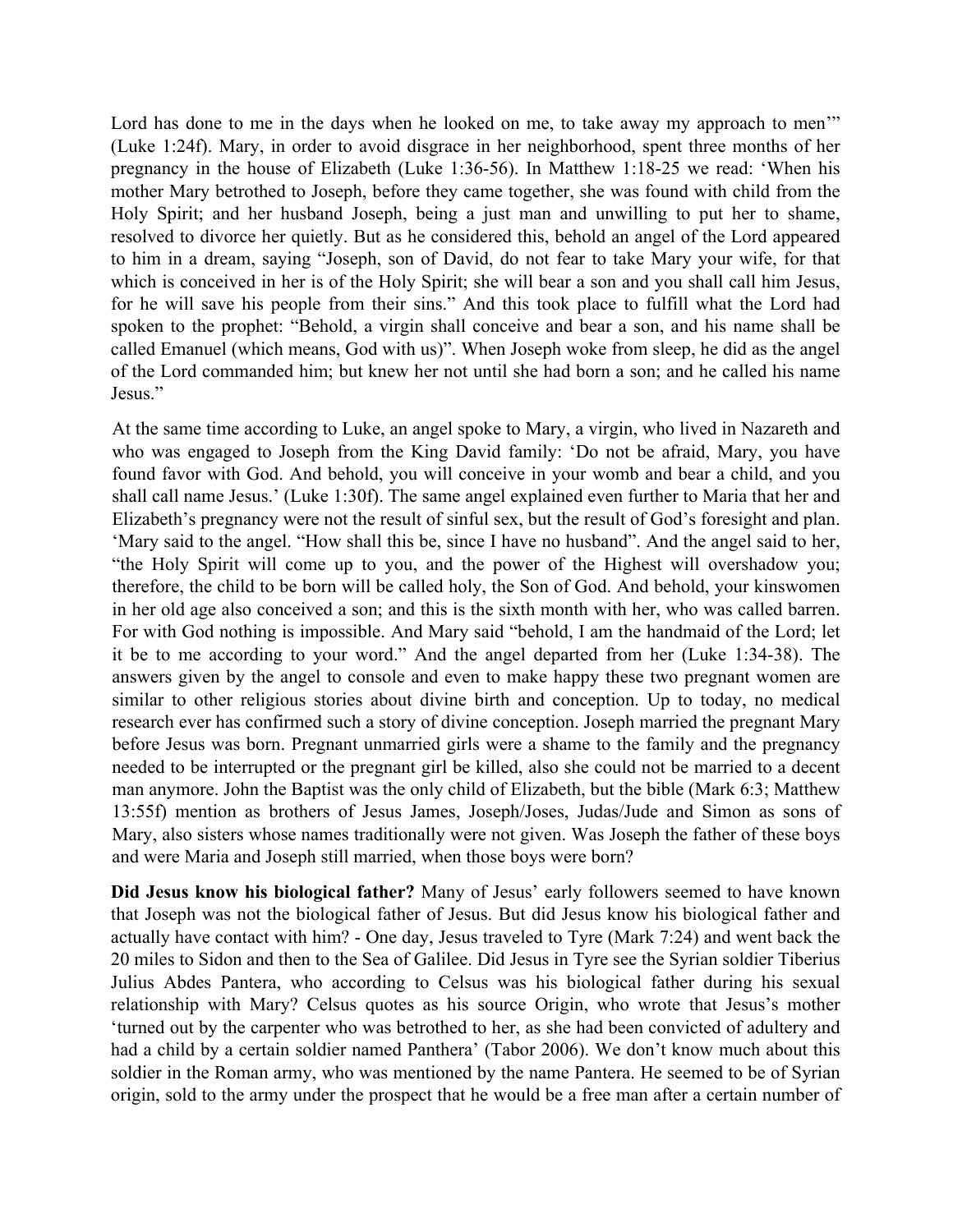Lord has done to me in the days when he looked on me, to take away my approach to men'" (Luke 1:24f). Mary, in order to avoid disgrace in her neighborhood, spent three months of her pregnancy in the house of Elizabeth (Luke 1:36-56). In Matthew 1:18-25 we read: 'When his mother Mary betrothed to Joseph, before they came together, she was found with child from the Holy Spirit; and her husband Joseph, being a just man and unwilling to put her to shame, resolved to divorce her quietly. But as he considered this, behold an angel of the Lord appeared to him in a dream, saying "Joseph, son of David, do not fear to take Mary your wife, for that which is conceived in her is of the Holy Spirit; she will bear a son and you shall call him Jesus, for he will save his people from their sins." And this took place to fulfill what the Lord had spoken to the prophet: "Behold, a virgin shall conceive and bear a son, and his name shall be called Emanuel (which means, God with us)". When Joseph woke from sleep, he did as the angel of the Lord commanded him; but knew her not until she had born a son; and he called his name Jesus."

At the same time according to Luke, an angel spoke to Mary, a virgin, who lived in Nazareth and who was engaged to Joseph from the King David family: 'Do not be afraid, Mary, you have found favor with God. And behold, you will conceive in your womb and bear a child, and you shall call name Jesus.' (Luke 1:30f). The same angel explained even further to Maria that her and Elizabeth's pregnancy were not the result of sinful sex, but the result of God's foresight and plan. 'Mary said to the angel. "How shall this be, since I have no husband". And the angel said to her, "the Holy Spirit will come up to you, and the power of the Highest will overshadow you; therefore, the child to be born will be called holy, the Son of God. And behold, your kinswomen in her old age also conceived a son; and this is the sixth month with her, who was called barren. For with God nothing is impossible. And Mary said "behold, I am the handmaid of the Lord; let it be to me according to your word." And the angel departed from her (Luke 1:34-38). The answers given by the angel to console and even to make happy these two pregnant women are similar to other religious stories about divine birth and conception. Up to today, no medical research ever has confirmed such a story of divine conception. Joseph married the pregnant Mary before Jesus was born. Pregnant unmarried girls were a shame to the family and the pregnancy needed to be interrupted or the pregnant girl be killed, also she could not be married to a decent man anymore. John the Baptist was the only child of Elizabeth, but the bible (Mark 6:3; Matthew 13:55f) mention as brothers of Jesus James, Joseph/Joses, Judas/Jude and Simon as sons of Mary, also sisters whose names traditionally were not given. Was Joseph the father of these boys and were Maria and Joseph still married, when those boys were born?

**Did Jesus know his biological father?** Many of Jesus' early followers seemed to have known that Joseph was not the biological father of Jesus. But did Jesus know his biological father and actually have contact with him? - One day, Jesus traveled to Tyre (Mark 7:24) and went back the 20 miles to Sidon and then to the Sea of Galilee. Did Jesus in Tyre see the Syrian soldier Tiberius Julius Abdes Pantera, who according to Celsus was his biological father during his sexual relationship with Mary? Celsus quotes as his source Origin, who wrote that Jesus's mother 'turned out by the carpenter who was betrothed to her, as she had been convicted of adultery and had a child by a certain soldier named Panthera' (Tabor 2006). We don't know much about this soldier in the Roman army, who was mentioned by the name Pantera. He seemed to be of Syrian origin, sold to the army under the prospect that he would be a free man after a certain number of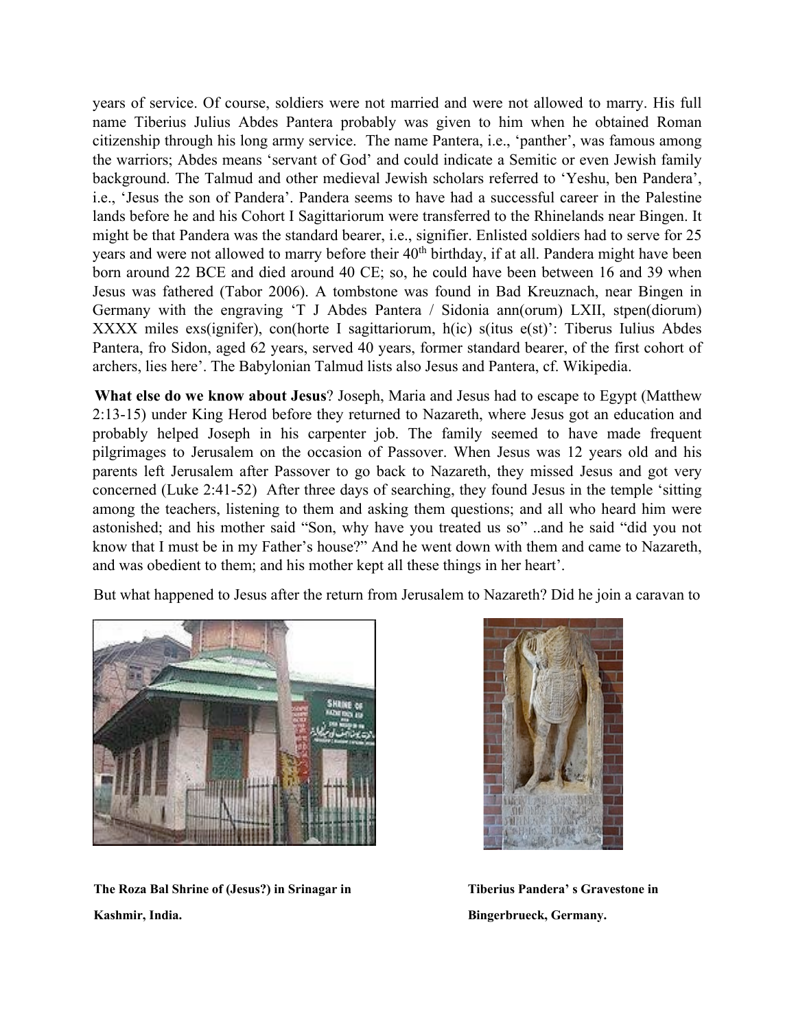years of service. Of course, soldiers were not married and were not allowed to marry. His full name Tiberius Julius Abdes Pantera probably was given to him when he obtained Roman citizenship through his long army service. The name Pantera, i.e., 'panther', was famous among the warriors; Abdes means 'servant of God' and could indicate a Semitic or even Jewish family background. The Talmud and other medieval Jewish scholars referred to 'Yeshu, ben Pandera', i.e., 'Jesus the son of Pandera'. Pandera seems to have had a successful career in the Palestine lands before he and his Cohort I Sagittariorum were transferred to the Rhinelands near Bingen. It might be that Pandera was the standard bearer, i.e., signifier. Enlisted soldiers had to serve for 25 years and were not allowed to marry before their 40th birthday, if at all. Pandera might have been born around 22 BCE and died around 40 CE; so, he could have been between 16 and 39 when Jesus was fathered (Tabor 2006). A tombstone was found in Bad Kreuznach, near Bingen in Germany with the engraving 'T J Abdes Pantera / Sidonia ann(orum) LXII, stpen(diorum) XXXX miles exs(ignifer), con(horte I sagittariorum, h(ic) s(itus e(st)': Tiberus Iulius Abdes Pantera, fro Sidon, aged 62 years, served 40 years, former standard bearer, of the first cohort of archers, lies here'. The Babylonian Talmud lists also Jesus and Pantera, cf. Wikipedia.

**What else do we know about Jesus**? Joseph, Maria and Jesus had to escape to Egypt (Matthew 2:13-15) under King Herod before they returned to Nazareth, where Jesus got an education and probably helped Joseph in his carpenter job. The family seemed to have made frequent pilgrimages to Jerusalem on the occasion of Passover. When Jesus was 12 years old and his parents left Jerusalem after Passover to go back to Nazareth, they missed Jesus and got very concerned (Luke 2:41-52) After three days of searching, they found Jesus in the temple 'sitting among the teachers, listening to them and asking them questions; and all who heard him were astonished; and his mother said "Son, why have you treated us so" ..and he said "did you not know that I must be in my Father's house?" And he went down with them and came to Nazareth, and was obedient to them; and his mother kept all these things in her heart'.

But what happened to Jesus after the return from Jerusalem to Nazareth? Did he join a caravan to

**The Roza Bal Shrine of (Jesus?) in Srinagar in Kashmir, India.**

**Tiberius Pandera' s Gravestone in Bingerbrueck, Germany.**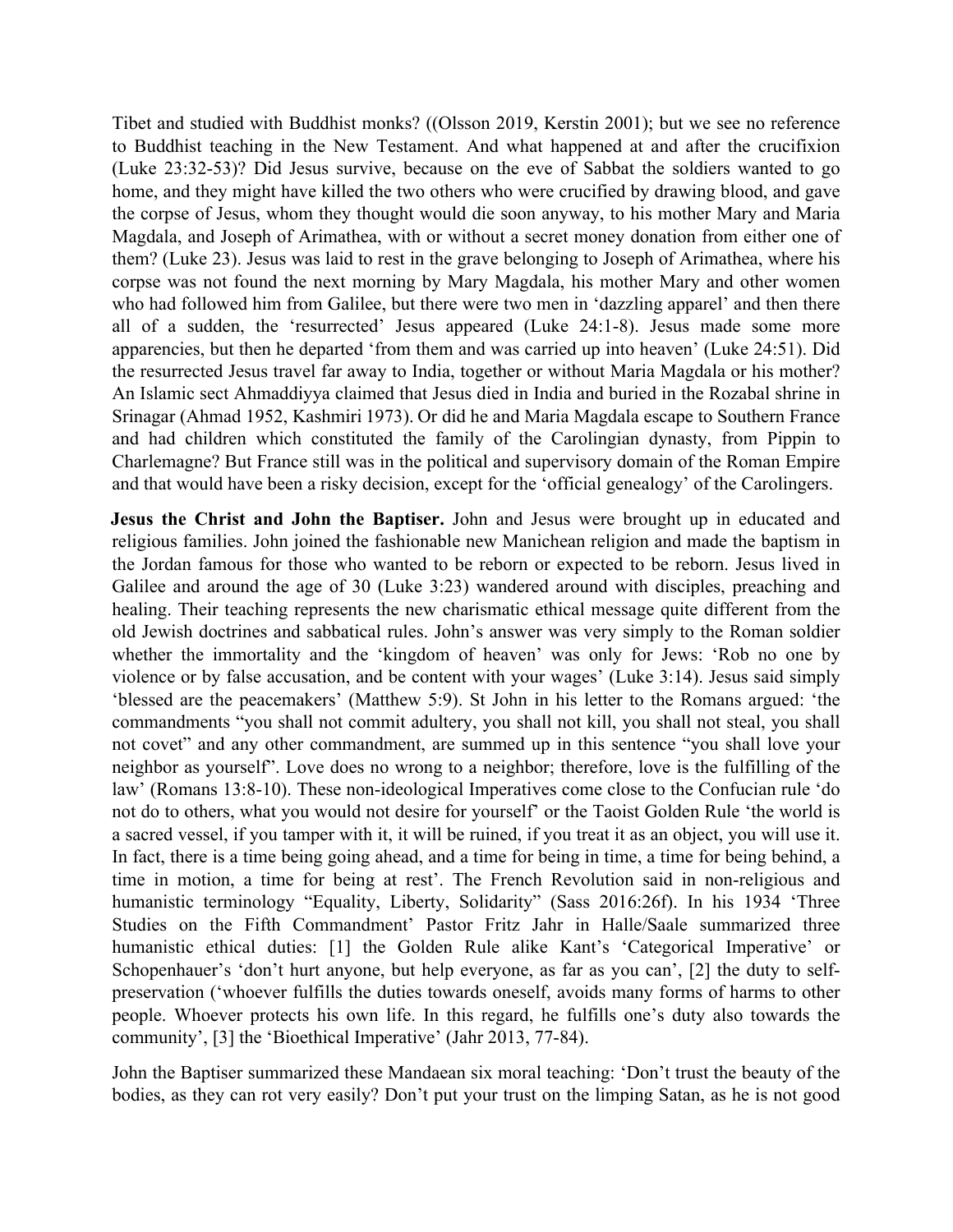Tibet and studied with Buddhist monks? ((Olsson 2019, Kerstin 2001); but we see no reference to Buddhist teaching in the New Testament. And what happened at and after the crucifixion (Luke 23:32-53)? Did Jesus survive, because on the eve of Sabbat the soldiers wanted to go home, and they might have killed the two others who were crucified by drawing blood, and gave the corpse of Jesus, whom they thought would die soon anyway, to his mother Mary and Maria Magdala, and Joseph of Arimathea, with or without a secret money donation from either one of them? (Luke 23). Jesus was laid to rest in the grave belonging to Joseph of Arimathea, where his corpse was not found the next morning by Mary Magdala, his mother Mary and other women who had followed him from Galilee, but there were two men in 'dazzling apparel' and then there all of a sudden, the 'resurrected' Jesus appeared (Luke 24:1-8). Jesus made some more apparencies, but then he departed 'from them and was carried up into heaven' (Luke 24:51). Did the resurrected Jesus travel far away to India, together or without Maria Magdala or his mother? An Islamic sect Ahmaddiyya claimed that Jesus died in India and buried in the Rozabal shrine in Srinagar (Ahmad 1952, Kashmiri 1973). Or did he and Maria Magdala escape to Southern France and had children which constituted the family of the Carolingian dynasty, from Pippin to Charlemagne? But France still was in the political and supervisory domain of the Roman Empire and that would have been a risky decision, except for the 'official genealogy' of the Carolingers.

**Jesus the Christ and John the Baptiser.** John and Jesus were brought up in educated and religious families. John joined the fashionable new Manichean religion and made the baptism in the Jordan famous for those who wanted to be reborn or expected to be reborn. Jesus lived in Galilee and around the age of 30 (Luke 3:23) wandered around with disciples, preaching and healing. Their teaching represents the new charismatic ethical message quite different from the old Jewish doctrines and sabbatical rules. John's answer was very simply to the Roman soldier whether the immortality and the 'kingdom of heaven' was only for Jews: 'Rob no one by violence or by false accusation, and be content with your wages' (Luke 3:14). Jesus said simply 'blessed are the peacemakers' (Matthew 5:9). St John in his letter to the Romans argued: 'the commandments "you shall not commit adultery, you shall not kill, you shall not steal, you shall not covet" and any other commandment, are summed up in this sentence "you shall love your neighbor as yourself". Love does no wrong to a neighbor; therefore, love is the fulfilling of the law' (Romans 13:8-10). These non-ideological Imperatives come close to the Confucian rule 'do not do to others, what you would not desire for yourself' or the Taoist Golden Rule 'the world is a sacred vessel, if you tamper with it, it will be ruined, if you treat it as an object, you will use it. In fact, there is a time being going ahead, and a time for being in time, a time for being behind, a time in motion, a time for being at rest'. The French Revolution said in non-religious and humanistic terminology "Equality, Liberty, Solidarity" (Sass 2016:26f). In his 1934 'Three Studies on the Fifth Commandment' Pastor Fritz Jahr in Halle/Saale summarized three humanistic ethical duties: [1] the Golden Rule alike Kant's 'Categorical Imperative' or Schopenhauer's 'don't hurt anyone, but help everyone, as far as you can', [2] the duty to self-preservation ('whoever fulfills the duties towards oneself, avoids many forms of harms to other people. Whoever protects his own life. In this regard, he fulfills one's duty also towards the community', [3] the 'Bioethical Imperative' (Jahr 2013, 77-84).

John the Baptiser summarized these Mandaean six moral teaching: 'Don't trust the beauty of the bodies, as they can rot very easily? Don't put your trust on the limping Satan, as he is not good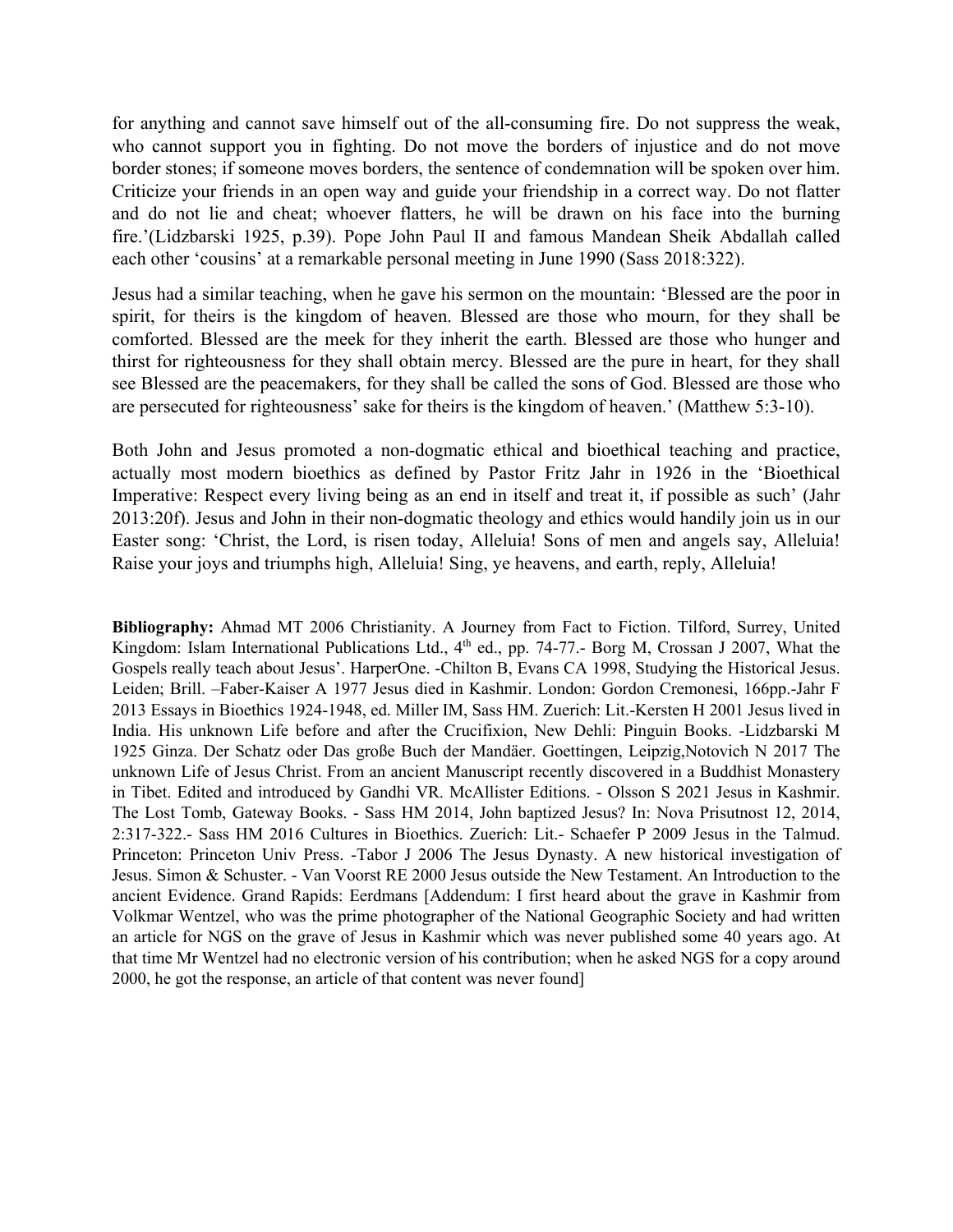for anything and cannot save himself out of the all-consuming fire. Do not suppress the weak, who cannot support you in fighting. Do not move the borders of injustice and do not move border stones; if someone moves borders, the sentence of condemnation will be spoken over him. Criticize your friends in an open way and guide your friendship in a correct way. Do not flatter and do not lie and cheat; whoever flatters, he will be drawn on his face into the burning fire.'(Lidzbarski 1925, p.39). Pope John Paul II and famous Mandean Sheik Abdallah called each other 'cousins' at a remarkable personal meeting in June 1990 (Sass 2018:322).

Jesus had a similar teaching, when he gave his sermon on the mountain: 'Blessed are the poor in spirit, for theirs is the kingdom of heaven. Blessed are those who mourn, for they shall be comforted. Blessed are the meek for they inherit the earth. Blessed are those who hunger and thirst for righteousness for they shall obtain mercy. Blessed are the pure in heart, for they shall see Blessed are the peacemakers, for they shall be called the sons of God. Blessed are those who are persecuted for righteousness' sake for theirs is the kingdom of heaven.' (Matthew 5:3-10).

Both John and Jesus promoted a non-dogmatic ethical and bioethical teaching and practice, actually most modern bioethics as defined by Pastor Fritz Jahr in 1926 in the 'Bioethical Imperative: Respect every living being as an end in itself and treat it, if possible as such' (Jahr 2013:20f). Jesus and John in their non-dogmatic theology and ethics would handily join us in our Easter song: 'Christ, the Lord, is risen today, Alleluia! Sons of men and angels say, Alleluia! Raise your joys and triumphs high, Alleluia! Sing, ye heavens, and earth, reply, Alleluia!

**Bibliography:** Ahmad MT 2006 Christianity. A Journey from Fact to Fiction. Tilford, Surrey, United Kingdom: Islam International Publications Ltd., 4th ed., pp. 74-77.- Borg M, Crossan J 2007, What the Gospels really teach about Jesus'. HarperOne. -Chilton B, Evans CA 1998, Studying the Historical Jesus. Leiden; Brill. –Faber-Kaiser A 1977 Jesus died in Kashmir. London: Gordon Cremonesi, 166pp.-Jahr F 2013 Essays in Bioethics 1924-1948, ed. Miller IM, Sass HM. Zuerich: Lit.-Kersten H 2001 Jesus lived in India. His unknown Life before and after the Crucifixion, New Dehli: Pinguin Books. -Lidzbarski M 1925 Ginza. Der Schatz oder Das große Buch der Mandäer. Goettingen, Leipzig,Notovich N 2017 The unknown Life of Jesus Christ. From an ancient Manuscript recently discovered in a Buddhist Monastery in Tibet. Edited and introduced by Gandhi VR. McAllister Editions. - Olsson S 2021 Jesus in Kashmir. The Lost Tomb, Gateway Books. - Sass HM 2014, John baptized Jesus? In: Nova Prisutnost 12, 2014, 2:317-322.- Sass HM 2016 Cultures in Bioethics. Zuerich: Lit.- Schaefer P 2009 Jesus in the Talmud. Princeton: Princeton Univ Press. -Tabor J 2006 The Jesus Dynasty. A new historical investigation of Jesus. Simon & Schuster. - Van Voorst RE 2000 Jesus outside the New Testament. An Introduction to the ancient Evidence. Grand Rapids: Eerdmans [Addendum: I first heard about the grave in Kashmir from Volkmar Wentzel, who was the prime photographer of the National Geographic Society and had written an article for NGS on the grave of Jesus in Kashmir which was never published some 40 years ago. At that time Mr Wentzel had no electronic version of his contribution; when he asked NGS for a copy around 2000, he got the response, an article of that content was never found]